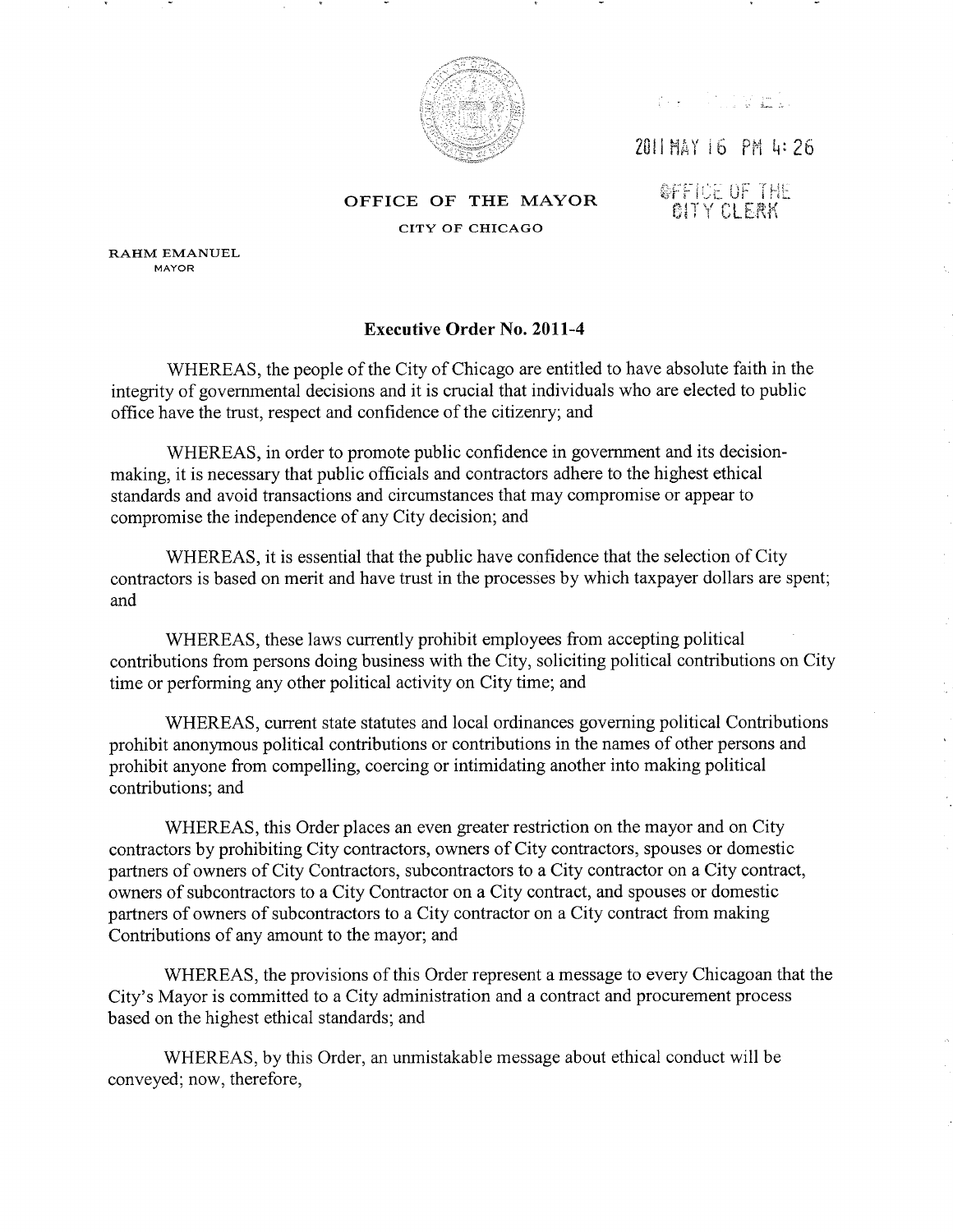2011 MAY 16 PM 4:26

OFFICE OF THE CITY CLERK

**OFFICE OF THE MAYOR**

CITY OF CHICAGO

RAHM EMANUEL
MAYOR

## Executive Order No. 2011-4

WHEREAS, the people of the City of Chicago are entitled to have absolute faith in the integrity of governmental decisions and it is crucial that individuals who are elected to public office have the trust, respect and confidence of the citizenry; and

WHEREAS, in order to promote public confidence in government and its decision-making, it is necessary that public officials and contractors adhere to the highest ethical standards and avoid transactions and circumstances that may compromise or appear to compromise the independence of any City decision; and

WHEREAS, it is essential that the public have confidence that the selection of City contractors is based on merit and have trust in the processes by which taxpayer dollars are spent; and

WHEREAS, these laws currently prohibit employees from accepting political contributions from persons doing business with the City, soliciting political contributions on City time or performing any other political activity on City time; and

WHEREAS, current state statutes and local ordinances governing political Contributions prohibit anonymous political contributions or contributions in the names of other persons and prohibit anyone from compelling, coercing or intimidating another into making political contributions; and

WHEREAS, this Order places an even greater restriction on the mayor and on City contractors by prohibiting City contractors, owners of City contractors, spouses or domestic partners of owners of City Contractors, subcontractors to a City contractor on a City contract, owners of subcontractors to a City Contractor on a City contract, and spouses or domestic partners of owners of subcontractors to a City contractor on a City contract from making Contributions of any amount to the mayor; and

WHEREAS, the provisions of this Order represent a message to every Chicagoan that the City's Mayor is committed to a City administration and a contract and procurement process based on the highest ethical standards; and

WHEREAS, by this Order, an unmistakable message about ethical conduct will be conveyed; now, therefore,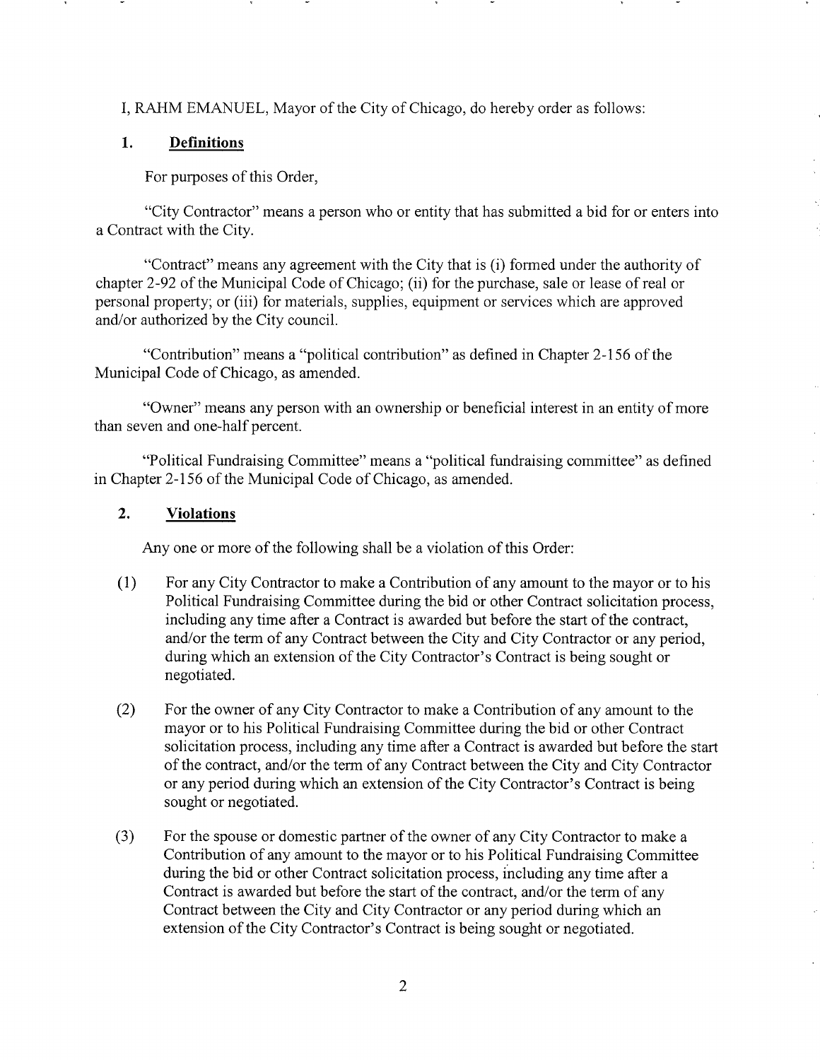I, RAHM EMANUEL, Mayor of the City of Chicago, do hereby order as follows:

## 1. Definitions

For purposes of this Order,

"City Contractor" means a person who or entity that has submitted a bid for or enters into a Contract with the City.

"Contract" means any agreement with the City that is (i) formed under the authority of chapter 2-92 of the Municipal Code of Chicago; (ii) for the purchase, sale or lease of real or personal property; or (iii) for materials, supplies, equipment or services which are approved and/or authorized by the City council.

"Contribution" means a "political contribution" as defined in Chapter 2-156 of the Municipal Code of Chicago, as amended.

"Owner" means any person with an ownership or beneficial interest in an entity of more than seven and one-half percent.

"Political Fundraising Committee" means a "political fundraising committee" as defined in Chapter 2-156 of the Municipal Code of Chicago, as amended.

## 2. Violations

Any one or more of the following shall be a violation of this Order:

(1) For any City Contractor to make a Contribution of any amount to the mayor or to his Political Fundraising Committee during the bid or other Contract solicitation process, including any time after a Contract is awarded but before the start of the contract, and/or the term of any Contract between the City and City Contractor or any period, during which an extension of the City Contractor's Contract is being sought or negotiated.

(2) For the owner of any City Contractor to make a Contribution of any amount to the mayor or to his Political Fundraising Committee during the bid or other Contract solicitation process, including any time after a Contract is awarded but before the start of the contract, and/or the term of any Contract between the City and City Contractor or any period during which an extension of the City Contractor's Contract is being sought or negotiated.

(3) For the spouse or domestic partner of the owner of any City Contractor to make a Contribution of any amount to the mayor or to his Political Fundraising Committee during the bid or other Contract solicitation process, including any time after a Contract is awarded but before the start of the contract, and/or the term of any Contract between the City and City Contractor or any period during which an extension of the City Contractor's Contract is being sought or negotiated.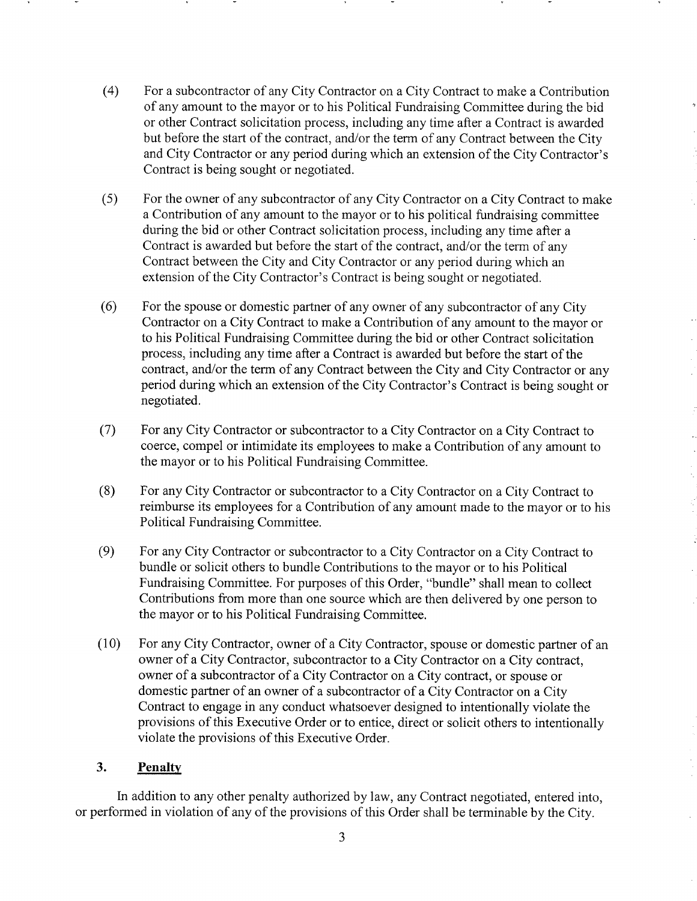(4) For a subcontractor of any City Contractor on a City Contract to make a Contribution of any amount to the mayor or to his Political Fundraising Committee during the bid or other Contract solicitation process, including any time after a Contract is awarded but before the start of the contract, and/or the term of any Contract between the City and City Contractor or any period during which an extension of the City Contractor's Contract is being sought or negotiated.

(5) For the owner of any subcontractor of any City Contractor on a City Contract to make a Contribution of any amount to the mayor or to his political fundraising committee during the bid or other Contract solicitation process, including any time after a Contract is awarded but before the start of the contract, and/or the term of any Contract between the City and City Contractor or any period during which an extension of the City Contractor's Contract is being sought or negotiated.

(6) For the spouse or domestic partner of any owner of any subcontractor of any City Contractor on a City Contract to make a Contribution of any amount to the mayor or to his Political Fundraising Committee during the bid or other Contract solicitation process, including any time after a Contract is awarded but before the start of the contract, and/or the term of any Contract between the City and City Contractor or any period during which an extension of the City Contractor's Contract is being sought or negotiated.

(7) For any City Contractor or subcontractor to a City Contractor on a City Contract to coerce, compel or intimidate its employees to make a Contribution of any amount to the mayor or to his Political Fundraising Committee.

(8) For any City Contractor or subcontractor to a City Contractor on a City Contract to reimburse its employees for a Contribution of any amount made to the mayor or to his Political Fundraising Committee.

(9) For any City Contractor or subcontractor to a City Contractor on a City Contract to bundle or solicit others to bundle Contributions to the mayor or to his Political Fundraising Committee. For purposes of this Order, "bundle" shall mean to collect Contributions from more than one source which are then delivered by one person to the mayor or to his Political Fundraising Committee.

(10) For any City Contractor, owner of a City Contractor, spouse or domestic partner of an owner of a City Contractor, subcontractor to a City Contractor on a City contract, owner of a subcontractor of a City Contractor on a City contract, or spouse or domestic partner of an owner of a subcontractor of a City Contractor on a City Contract to engage in any conduct whatsoever designed to intentionally violate the provisions of this Executive Order or to entice, direct or solicit others to intentionally violate the provisions of this Executive Order.

## 3. **Penalty**

In addition to any other penalty authorized by law, any Contract negotiated, entered into, or performed in violation of any of the provisions of this Order shall be terminable by the City.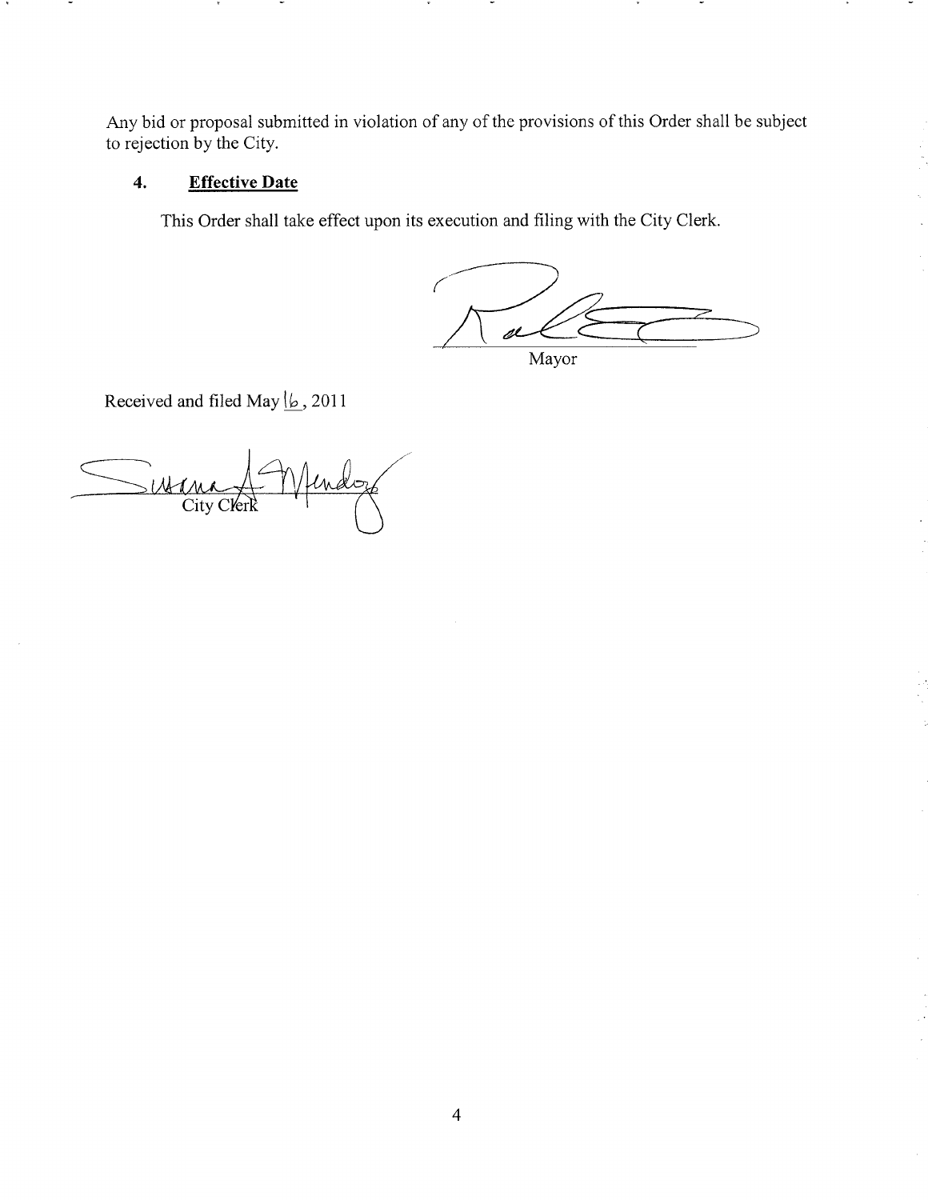Any bid or proposal submitted in violation of any of the provisions of this Order shall be subject to rejection by the City.

## 4. Effective Date

This Order shall take effect upon its execution and filing with the City Clerk.

Mayor

Received and filed May 16, 2011

City Clerk